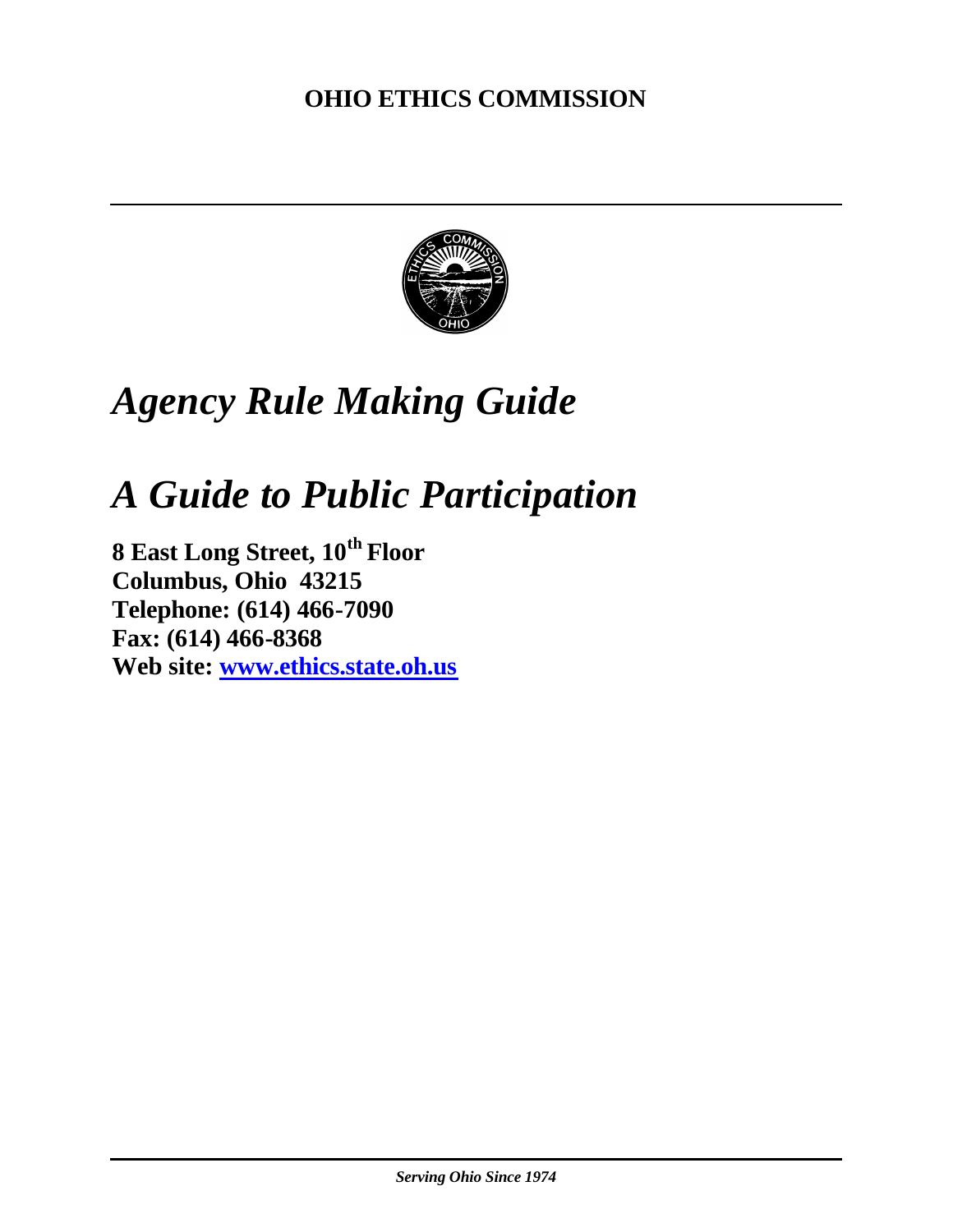**OHIO ETHICS COMMISSION**

# *Agency Rule Making Guide*

# *A Guide to Public Participation*

**8 East Long Street, 10th Floor**
**Columbus, Ohio 43215**
**Telephone: (614) 466-7090**
**Fax: (614) 466-8368**
**Web site: [www.ethics.state.oh.us](http://www.ethics.state.oh.us)**

***Serving Ohio Since 1974***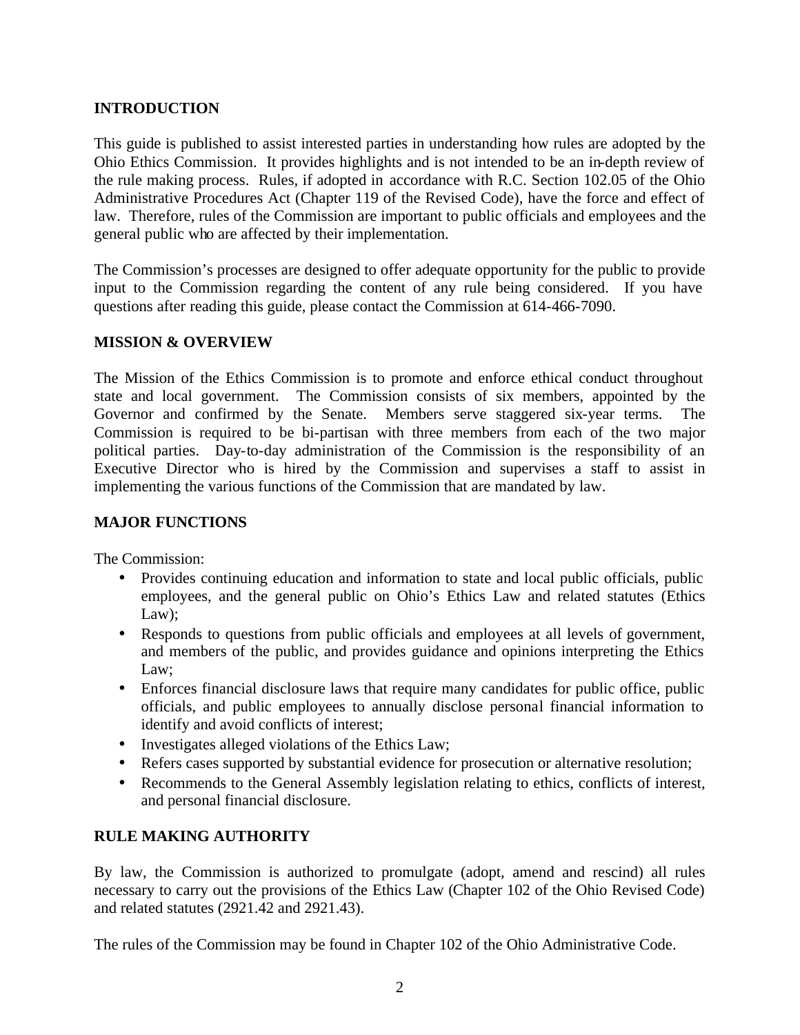## INTRODUCTION

This guide is published to assist interested parties in understanding how rules are adopted by the Ohio Ethics Commission. It provides highlights and is not intended to be an in-depth review of the rule making process. Rules, if adopted in accordance with R.C. Section 102.05 of the Ohio Administrative Procedures Act (Chapter 119 of the Revised Code), have the force and effect of law. Therefore, rules of the Commission are important to public officials and employees and the general public who are affected by their implementation.

The Commission's processes are designed to offer adequate opportunity for the public to provide input to the Commission regarding the content of any rule being considered. If you have questions after reading this guide, please contact the Commission at 614-466-7090.

## MISSION & OVERVIEW

The Mission of the Ethics Commission is to promote and enforce ethical conduct throughout state and local government. The Commission consists of six members, appointed by the Governor and confirmed by the Senate. Members serve staggered six-year terms. The Commission is required to be bi-partisan with three members from each of the two major political parties. Day-to-day administration of the Commission is the responsibility of an Executive Director who is hired by the Commission and supervises a staff to assist in implementing the various functions of the Commission that are mandated by law.

## MAJOR FUNCTIONS

The Commission:

- Provides continuing education and information to state and local public officials, public employees, and the general public on Ohio's Ethics Law and related statutes (Ethics Law);
- Responds to questions from public officials and employees at all levels of government, and members of the public, and provides guidance and opinions interpreting the Ethics Law;
- Enforces financial disclosure laws that require many candidates for public office, public officials, and public employees to annually disclose personal financial information to identify and avoid conflicts of interest;
- Investigates alleged violations of the Ethics Law;
- Refers cases supported by substantial evidence for prosecution or alternative resolution;
- Recommends to the General Assembly legislation relating to ethics, conflicts of interest, and personal financial disclosure.

## RULE MAKING AUTHORITY

By law, the Commission is authorized to promulgate (adopt, amend and rescind) all rules necessary to carry out the provisions of the Ethics Law (Chapter 102 of the Ohio Revised Code) and related statutes (2921.42 and 2921.43).

The rules of the Commission may be found in Chapter 102 of the Ohio Administrative Code.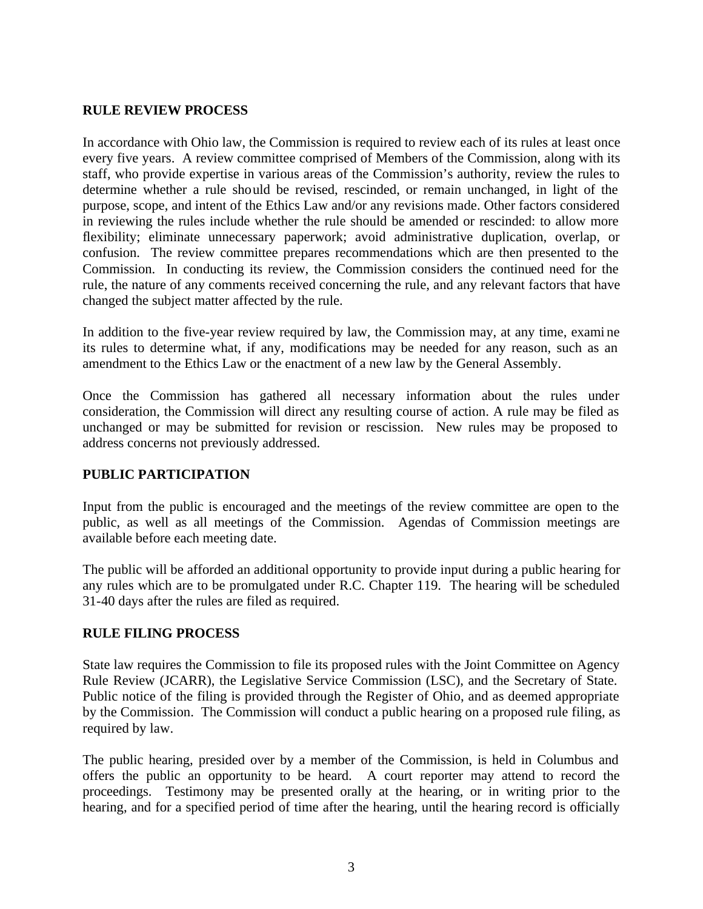## RULE REVIEW PROCESS

In accordance with Ohio law, the Commission is required to review each of its rules at least once every five years. A review committee comprised of Members of the Commission, along with its staff, who provide expertise in various areas of the Commission's authority, review the rules to determine whether a rule should be revised, rescinded, or remain unchanged, in light of the purpose, scope, and intent of the Ethics Law and/or any revisions made. Other factors considered in reviewing the rules include whether the rule should be amended or rescinded: to allow more flexibility; eliminate unnecessary paperwork; avoid administrative duplication, overlap, or confusion. The review committee prepares recommendations which are then presented to the Commission. In conducting its review, the Commission considers the continued need for the rule, the nature of any comments received concerning the rule, and any relevant factors that have changed the subject matter affected by the rule.

In addition to the five-year review required by law, the Commission may, at any time, examine its rules to determine what, if any, modifications may be needed for any reason, such as an amendment to the Ethics Law or the enactment of a new law by the General Assembly.

Once the Commission has gathered all necessary information about the rules under consideration, the Commission will direct any resulting course of action. A rule may be filed as unchanged or may be submitted for revision or rescission. New rules may be proposed to address concerns not previously addressed.

## PUBLIC PARTICIPATION

Input from the public is encouraged and the meetings of the review committee are open to the public, as well as all meetings of the Commission. Agendas of Commission meetings are available before each meeting date.

The public will be afforded an additional opportunity to provide input during a public hearing for any rules which are to be promulgated under R.C. Chapter 119. The hearing will be scheduled 31-40 days after the rules are filed as required.

## RULE FILING PROCESS

State law requires the Commission to file its proposed rules with the Joint Committee on Agency Rule Review (JCARR), the Legislative Service Commission (LSC), and the Secretary of State. Public notice of the filing is provided through the Register of Ohio, and as deemed appropriate by the Commission. The Commission will conduct a public hearing on a proposed rule filing, as required by law.

The public hearing, presided over by a member of the Commission, is held in Columbus and offers the public an opportunity to be heard. A court reporter may attend to record the proceedings. Testimony may be presented orally at the hearing, or in writing prior to the hearing, and for a specified period of time after the hearing, until the hearing record is officially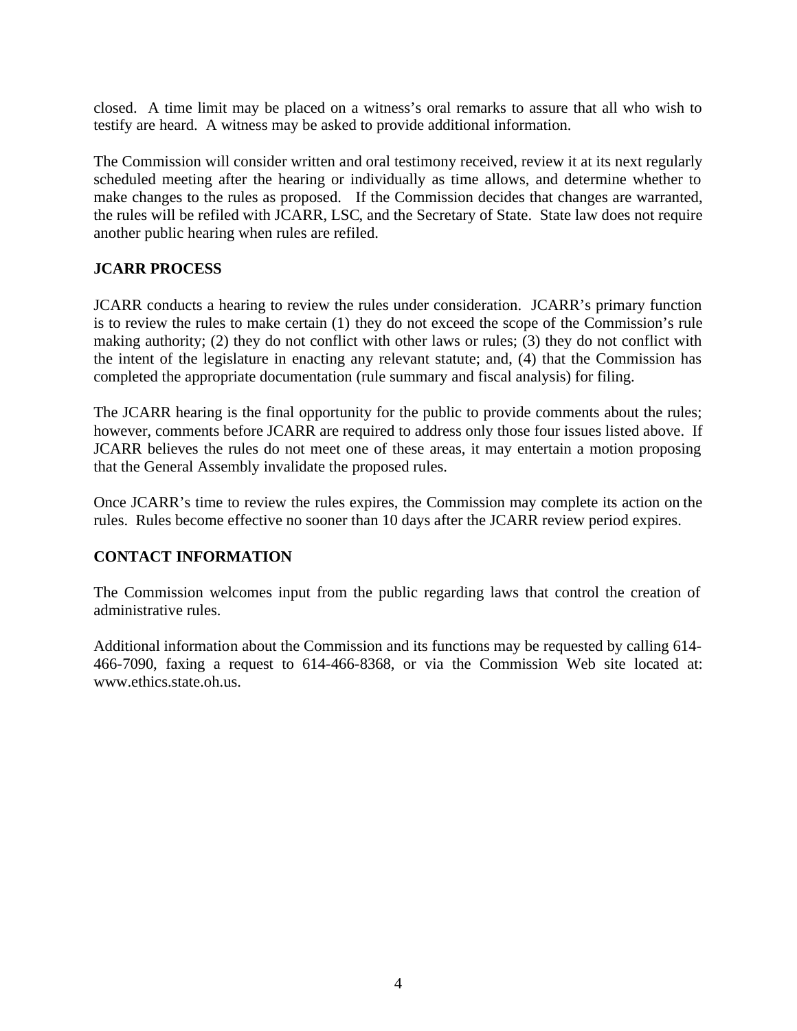closed. A time limit may be placed on a witness's oral remarks to assure that all who wish to testify are heard. A witness may be asked to provide additional information.

The Commission will consider written and oral testimony received, review it at its next regularly scheduled meeting after the hearing or individually as time allows, and determine whether to make changes to the rules as proposed. If the Commission decides that changes are warranted, the rules will be refiled with JCARR, LSC, and the Secretary of State. State law does not require another public hearing when rules are refiled.

## JCARR PROCESS

JCARR conducts a hearing to review the rules under consideration. JCARR's primary function is to review the rules to make certain (1) they do not exceed the scope of the Commission's rule making authority; (2) they do not conflict with other laws or rules; (3) they do not conflict with the intent of the legislature in enacting any relevant statute; and, (4) that the Commission has completed the appropriate documentation (rule summary and fiscal analysis) for filing.

The JCARR hearing is the final opportunity for the public to provide comments about the rules; however, comments before JCARR are required to address only those four issues listed above. If JCARR believes the rules do not meet one of these areas, it may entertain a motion proposing that the General Assembly invalidate the proposed rules.

Once JCARR's time to review the rules expires, the Commission may complete its action on the rules. Rules become effective no sooner than 10 days after the JCARR review period expires.

## CONTACT INFORMATION

The Commission welcomes input from the public regarding laws that control the creation of administrative rules.

Additional information about the Commission and its functions may be requested by calling 614-466-7090, faxing a request to 614-466-8368, or via the Commission Web site located at: www.ethics.state.oh.us.